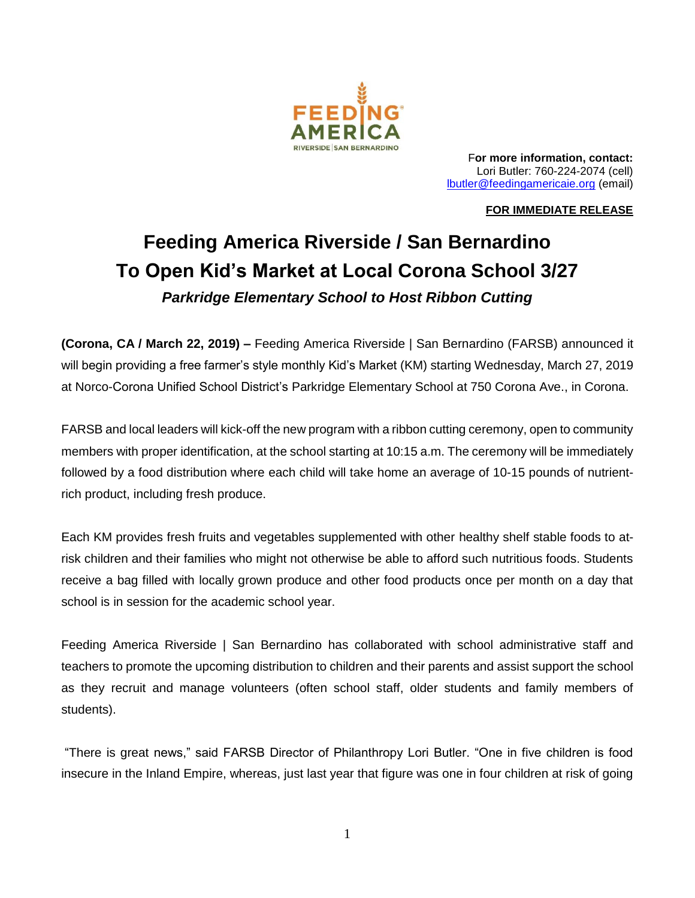**For more information, contact:**
Lori Butler: 760-224-2074 (cell)
lbutler@feedingamericaie.org (email)

**FOR IMMEDIATE RELEASE**

# Feeding America Riverside / San Bernardino To Open Kid's Market at Local Corona School 3/27

***Parkridge Elementary School to Host Ribbon Cutting***

**(Corona, CA / March 22, 2019) –** Feeding America Riverside | San Bernardino (FARSB) announced it will begin providing a free farmer's style monthly Kid's Market (KM) starting Wednesday, March 27, 2019 at Norco-Corona Unified School District's Parkridge Elementary School at 750 Corona Ave., in Corona.

FARSB and local leaders will kick-off the new program with a ribbon cutting ceremony, open to community members with proper identification, at the school starting at 10:15 a.m. The ceremony will be immediately followed by a food distribution where each child will take home an average of 10-15 pounds of nutrient-rich product, including fresh produce.

Each KM provides fresh fruits and vegetables supplemented with other healthy shelf stable foods to at-risk children and their families who might not otherwise be able to afford such nutritious foods. Students receive a bag filled with locally grown produce and other food products once per month on a day that school is in session for the academic school year.

Feeding America Riverside | San Bernardino has collaborated with school administrative staff and teachers to promote the upcoming distribution to children and their parents and assist support the school as they recruit and manage volunteers (often school staff, older students and family members of students).

"There is great news," said FARSB Director of Philanthropy Lori Butler. "One in five children is food insecure in the Inland Empire, whereas, just last year that figure was one in four children at risk of going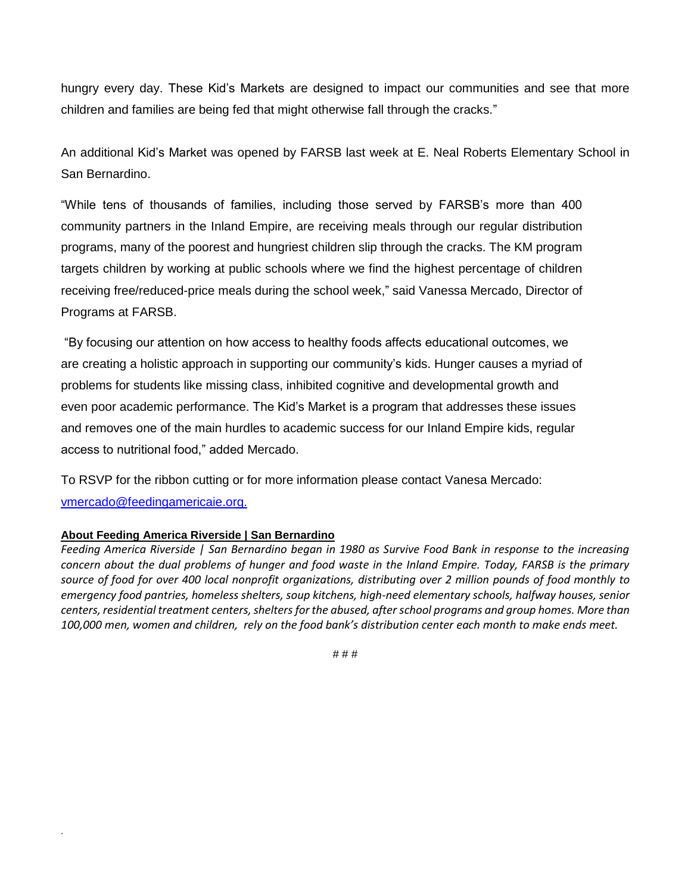hungry every day. These Kid's Markets are designed to impact our communities and see that more children and families are being fed that might otherwise fall through the cracks."

An additional Kid's Market was opened by FARSB last week at E. Neal Roberts Elementary School in San Bernardino.

"While tens of thousands of families, including those served by FARSB's more than 400 community partners in the Inland Empire, are receiving meals through our regular distribution programs, many of the poorest and hungriest children slip through the cracks. The KM program targets children by working at public schools where we find the highest percentage of children receiving free/reduced-price meals during the school week," said Vanessa Mercado, Director of Programs at FARSB.

"By focusing our attention on how access to healthy foods affects educational outcomes, we are creating a holistic approach in supporting our community's kids. Hunger causes a myriad of problems for students like missing class, inhibited cognitive and developmental growth and even poor academic performance. The Kid's Market is a program that addresses these issues and removes one of the main hurdles to academic success for our Inland Empire kids, regular access to nutritional food," added Mercado.

To RSVP for the ribbon cutting or for more information please contact Vanesa Mercado: [vmercado@feedingamericaie.org.](mailto:vmercado@feedingamericaie.org)

**About Feeding America Riverside | San Bernardino**

*Feeding America Riverside | San Bernardino began in 1980 as Survive Food Bank in response to the increasing concern about the dual problems of hunger and food waste in the Inland Empire. Today, FARSB is the primary source of food for over 400 local nonprofit organizations, distributing over 2 million pounds of food monthly to emergency food pantries, homeless shelters, soup kitchens, high-need elementary schools, halfway houses, senior centers, residential treatment centers, shelters for the abused, after school programs and group homes. More than 100,000 men, women and children, rely on the food bank's distribution center each month to make ends meet.*

# # #